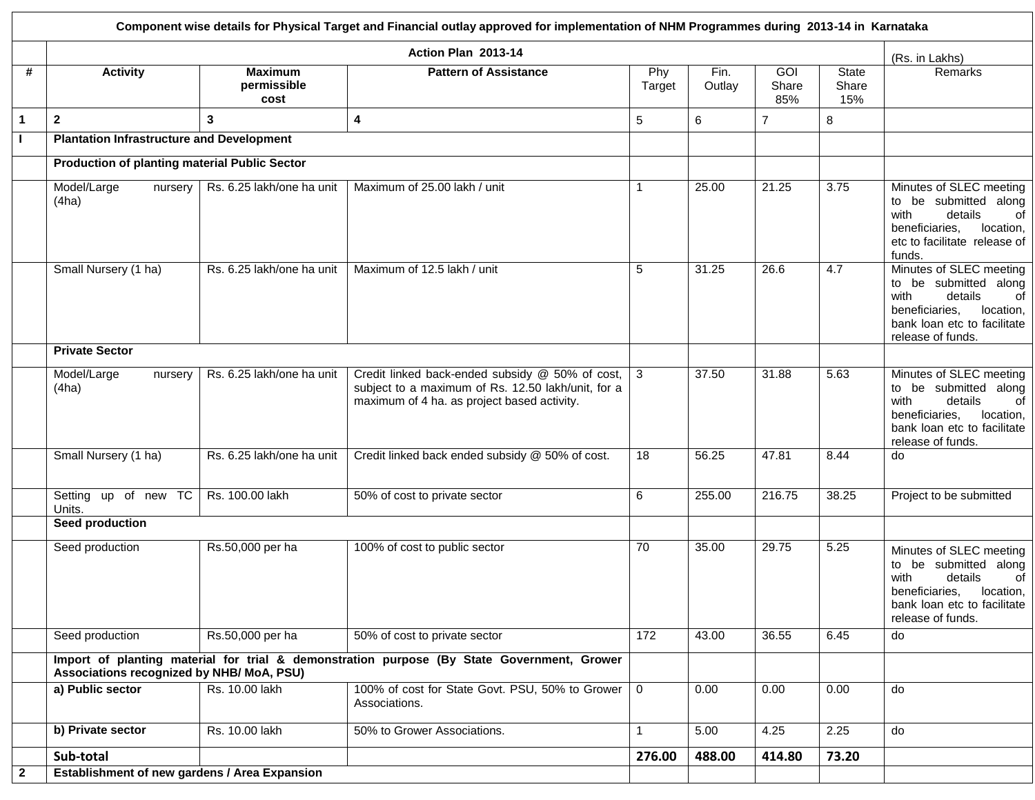**Component wise details for Physical Target and Financial outlay approved for implementation of NHM Programmes during 2013-14 in Karnataka**

| | Action Plan 2013-14 | | | | | | | (Rs. in Lakhs) |
|---|---|---|---|---|---|---|---|---|
| # | Activity | Maximum permissible cost | Pattern of Assistance | Phy Target | Fin. Outlay | GOI Share 85% | State Share 15% | Remarks |
| 1 | 2 | 3 | 4 | 5 | 6 | 7 | 8 | |
| I | **Plantation Infrastructure and Development** | | | | | | | |
| | **Production of planting material Public Sector** | | | | | | | |
| | Model/Large nursery (4ha) | Rs. 6.25 lakh/one ha unit | Maximum of 25.00 lakh / unit | 1 | 25.00 | 21.25 | 3.75 | Minutes of SLEC meeting to be submitted along with details of beneficiaries, location, etc to facilitate release of funds. |
| | Small Nursery (1 ha) | Rs. 6.25 lakh/one ha unit | Maximum of 12.5 lakh / unit | 5 | 31.25 | 26.6 | 4.7 | Minutes of SLEC meeting to be submitted along with details of beneficiaries, location, bank loan etc to facilitate release of funds. |
| | **Private Sector** | | | | | | | |
| | Model/Large nursery (4ha) | Rs. 6.25 lakh/one ha unit | Credit linked back-ended subsidy @ 50% of cost, subject to a maximum of Rs. 12.50 lakh/unit, for a maximum of 4 ha. as project based activity. | 3 | 37.50 | 31.88 | 5.63 | Minutes of SLEC meeting to be submitted along with details of beneficiaries, location, bank loan etc to facilitate release of funds. |
| | Small Nursery (1 ha) | Rs. 6.25 lakh/one ha unit | Credit linked back ended subsidy @ 50% of cost. | 18 | 56.25 | 47.81 | 8.44 | do |
| | Setting up of new TC Units. | Rs. 100.00 lakh | 50% of cost to private sector | 6 | 255.00 | 216.75 | 38.25 | Project to be submitted |
| | **Seed production** | | | | | | | |
| | Seed production | Rs.50,000 per ha | 100% of cost to public sector | 70 | 35.00 | 29.75 | 5.25 | Minutes of SLEC meeting to be submitted along with details of beneficiaries, location, bank loan etc to facilitate release of funds. |
| | Seed production | Rs.50,000 per ha | 50% of cost to private sector | 172 | 43.00 | 36.55 | 6.45 | do |
| | **Import of planting material for trial & demonstration purpose (By State Government, Grower Associations recognized by NHB/ MoA, PSU)** | | | | | | | |
| | **a) Public sector** | Rs. 10.00 lakh | 100% of cost for State Govt. PSU, 50% to Grower Associations. | 0 | 0.00 | 0.00 | 0.00 | do |
| | **b) Private sector** | Rs. 10.00 lakh | 50% to Grower Associations. | 1 | 5.00 | 4.25 | 2.25 | do |
| | **Sub-total** | | | **276.00** | **488.00** | **414.80** | **73.20** | |
| 2 | **Establishment of new gardens / Area Expansion** | | | | | | | |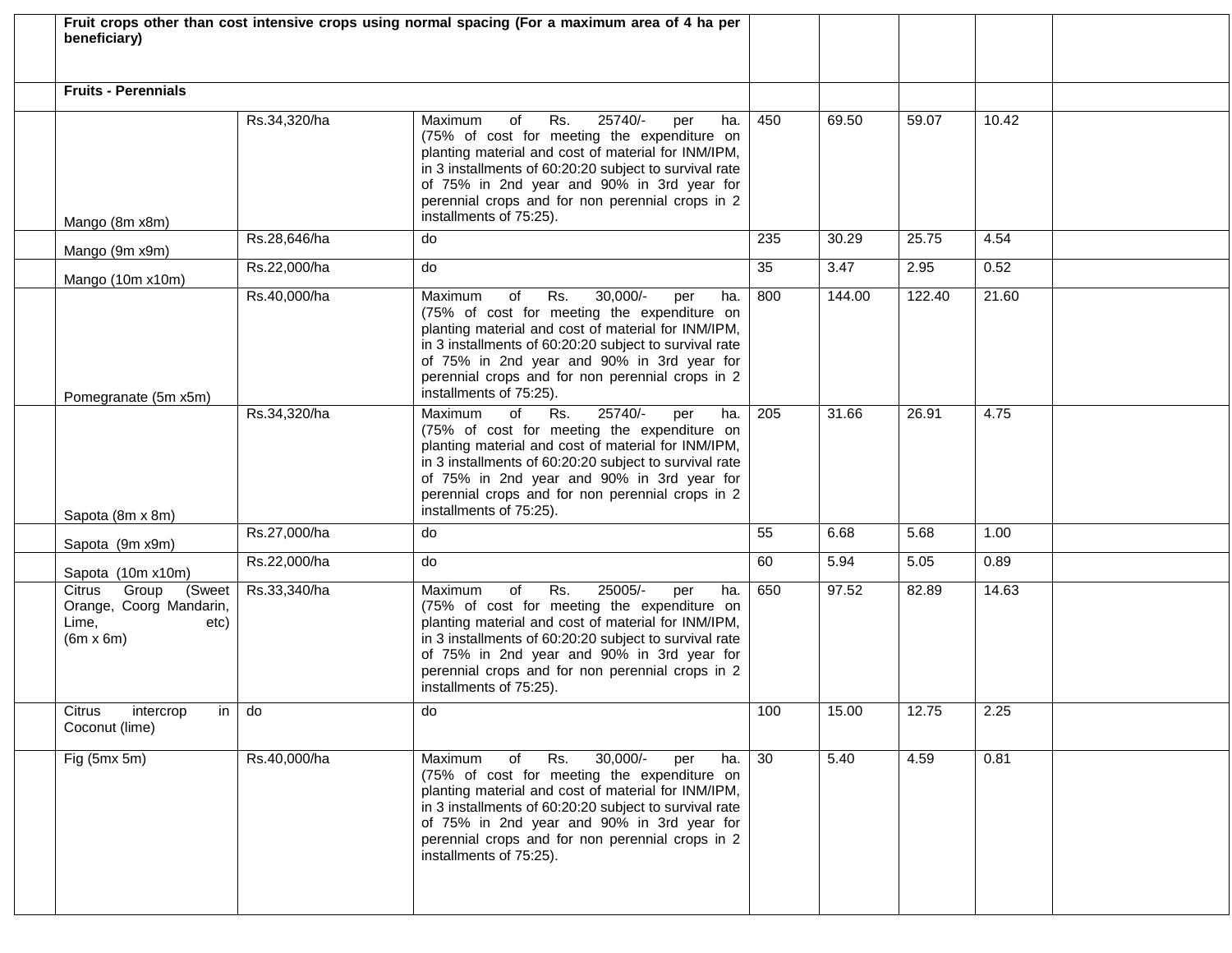| | | | | | | | | |
|---|---|---|---|---|---|---|---|---|
| | **Fruit crops other than cost intensive crops using normal spacing (For a maximum area of 4 ha per beneficiary)** | | | | | | | |
| | **Fruits - Perennials** | | | | | | | |
| | Mango (8m x8m) | Rs.34,320/ha | Maximum of Rs. 25740/- per ha. (75% of cost for meeting the expenditure on planting material and cost of material for INM/IPM, in 3 installments of 60:20:20 subject to survival rate of 75% in 2nd year and 90% in 3rd year for perennial crops and for non perennial crops in 2 installments of 75:25). | 450 | 69.50 | 59.07 | 10.42 | |
| | Mango (9m x9m) | Rs.28,646/ha | do | 235 | 30.29 | 25.75 | 4.54 | |
| | Mango (10m x10m) | Rs.22,000/ha | do | 35 | 3.47 | 2.95 | 0.52 | |
| | Pomegranate (5m x5m) | Rs.40,000/ha | Maximum of Rs. 30,000/- per ha. (75% of cost for meeting the expenditure on planting material and cost of material for INM/IPM, in 3 installments of 60:20:20 subject to survival rate of 75% in 2nd year and 90% in 3rd year for perennial crops and for non perennial crops in 2 installments of 75:25). | 800 | 144.00 | 122.40 | 21.60 | |
| | Sapota (8m x 8m) | Rs.34,320/ha | Maximum of Rs. 25740/- per ha. (75% of cost for meeting the expenditure on planting material and cost of material for INM/IPM, in 3 installments of 60:20:20 subject to survival rate of 75% in 2nd year and 90% in 3rd year for perennial crops and for non perennial crops in 2 installments of 75:25). | 205 | 31.66 | 26.91 | 4.75 | |
| | Sapota (9m x9m) | Rs.27,000/ha | do | 55 | 6.68 | 5.68 | 1.00 | |
| | Sapota (10m x10m) | Rs.22,000/ha | do | 60 | 5.94 | 5.05 | 0.89 | |
| | Citrus Group (Sweet Orange, Coorg Mandarin, Lime, etc) (6m x 6m) | Rs.33,340/ha | Maximum of Rs. 25005/- per ha. (75% of cost for meeting the expenditure on planting material and cost of material for INM/IPM, in 3 installments of 60:20:20 subject to survival rate of 75% in 2nd year and 90% in 3rd year for perennial crops and for non perennial crops in 2 installments of 75:25). | 650 | 97.52 | 82.89 | 14.63 | |
| | Citrus intercrop in Coconut (lime) | do | do | 100 | 15.00 | 12.75 | 2.25 | |
| | Fig (5mx 5m) | Rs.40,000/ha | Maximum of Rs. 30,000/- per ha. (75% of cost for meeting the expenditure on planting material and cost of material for INM/IPM, in 3 installments of 60:20:20 subject to survival rate of 75% in 2nd year and 90% in 3rd year for perennial crops and for non perennial crops in 2 installments of 75:25). | 30 | 5.40 | 4.59 | 0.81 | |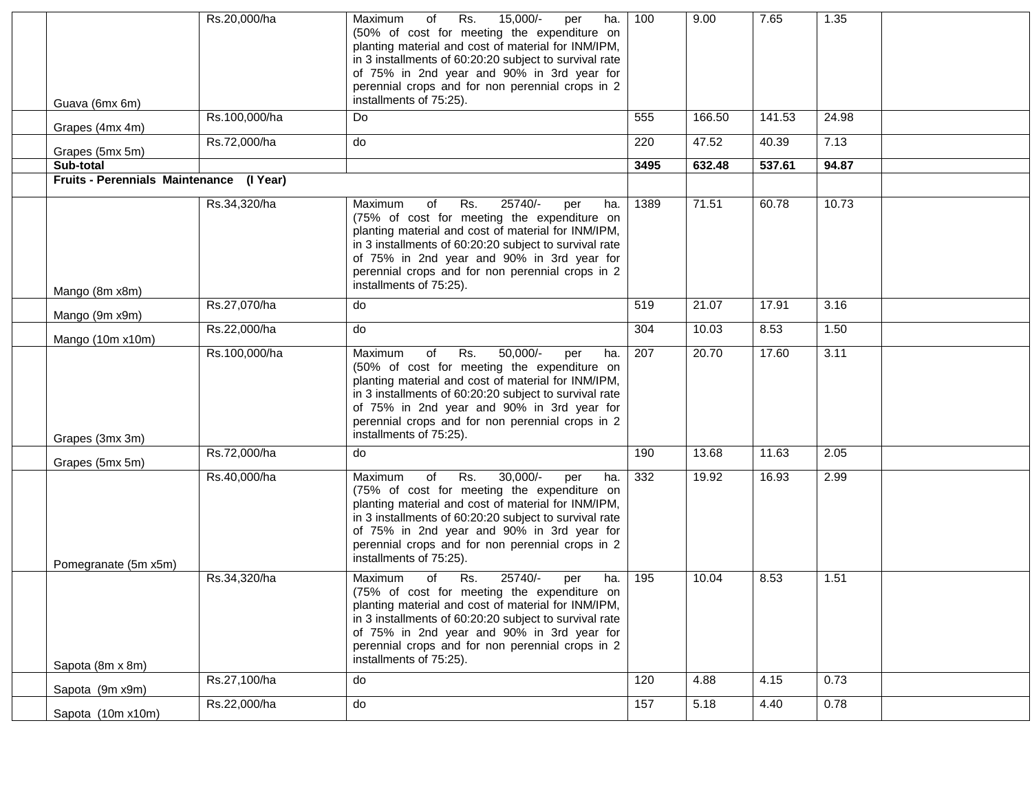| | | | | | | | | |
|---|---|---|---|---|---|---|---|---|
| | Guava (6mx 6m) | Rs.20,000/ha | Maximum of Rs. 15,000/- per ha. (50% of cost for meeting the expenditure on planting material and cost of material for INM/IPM, in 3 installments of 60:20:20 subject to survival rate of 75% in 2nd year and 90% in 3rd year for perennial crops and for non perennial crops in 2 installments of 75:25). | 100 | 9.00 | 7.65 | 1.35 | |
| | Grapes (4mx 4m) | Rs.100,000/ha | Do | 555 | 166.50 | 141.53 | 24.98 | |
| | Grapes (5mx 5m) | Rs.72,000/ha | do | 220 | 47.52 | 40.39 | 7.13 | |
| | **Sub-total** | | | **3495** | **632.48** | **537.61** | **94.87** | |
| | **Fruits - Perennials Maintenance (I Year)** | | | | | | | |
| | Mango (8m x8m) | Rs.34,320/ha | Maximum of Rs. 25740/- per ha. (75% of cost for meeting the expenditure on planting material and cost of material for INM/IPM, in 3 installments of 60:20:20 subject to survival rate of 75% in 2nd year and 90% in 3rd year for perennial crops and for non perennial crops in 2 installments of 75:25). | 1389 | 71.51 | 60.78 | 10.73 | |
| | Mango (9m x9m) | Rs.27,070/ha | do | 519 | 21.07 | 17.91 | 3.16 | |
| | Mango (10m x10m) | Rs.22,000/ha | do | 304 | 10.03 | 8.53 | 1.50 | |
| | Grapes (3mx 3m) | Rs.100,000/ha | Maximum of Rs. 50,000/- per ha. (50% of cost for meeting the expenditure on planting material and cost of material for INM/IPM, in 3 installments of 60:20:20 subject to survival rate of 75% in 2nd year and 90% in 3rd year for perennial crops and for non perennial crops in 2 installments of 75:25). | 207 | 20.70 | 17.60 | 3.11 | |
| | Grapes (5mx 5m) | Rs.72,000/ha | do | 190 | 13.68 | 11.63 | 2.05 | |
| | Pomegranate (5m x5m) | Rs.40,000/ha | Maximum of Rs. 30,000/- per ha. (75% of cost for meeting the expenditure on planting material and cost of material for INM/IPM, in 3 installments of 60:20:20 subject to survival rate of 75% in 2nd year and 90% in 3rd year for perennial crops and for non perennial crops in 2 installments of 75:25). | 332 | 19.92 | 16.93 | 2.99 | |
| | Sapota (8m x 8m) | Rs.34,320/ha | Maximum of Rs. 25740/- per ha. (75% of cost for meeting the expenditure on planting material and cost of material for INM/IPM, in 3 installments of 60:20:20 subject to survival rate of 75% in 2nd year and 90% in 3rd year for perennial crops and for non perennial crops in 2 installments of 75:25). | 195 | 10.04 | 8.53 | 1.51 | |
| | Sapota (9m x9m) | Rs.27,100/ha | do | 120 | 4.88 | 4.15 | 0.73 | |
| | Sapota (10m x10m) | Rs.22,000/ha | do | 157 | 5.18 | 4.40 | 0.78 | |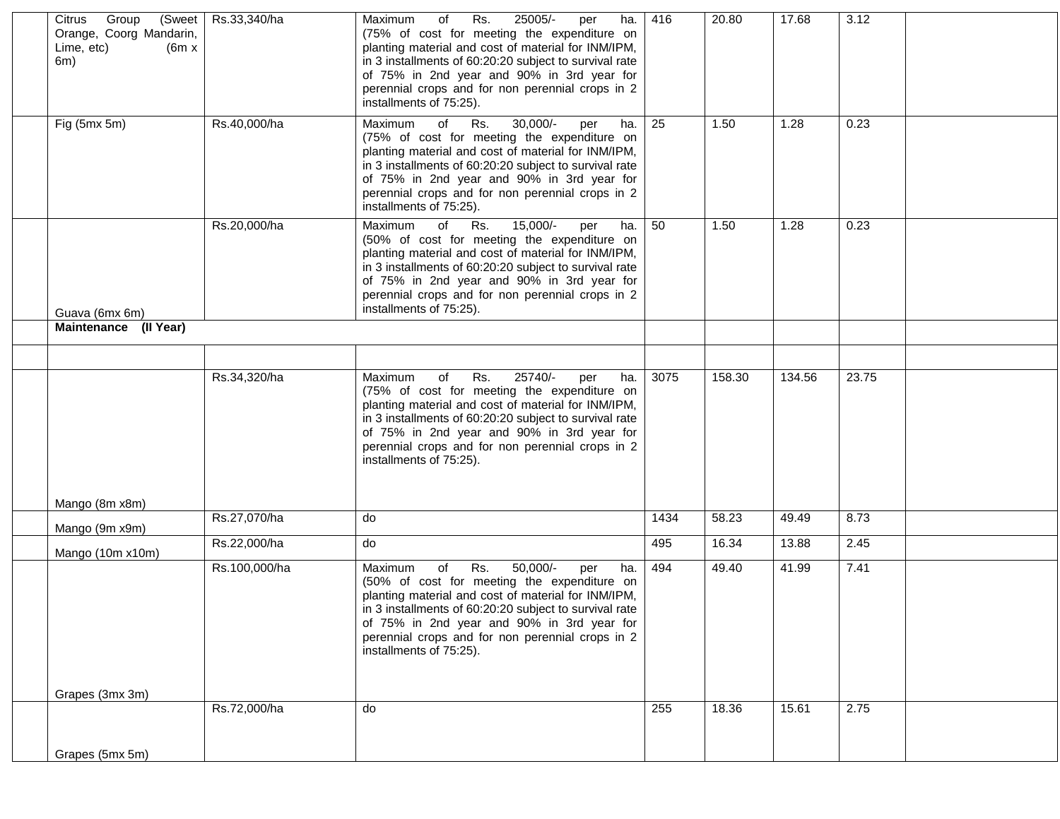| | | | | | | | | |
|---|---|---|---|---|---|---|---|---|
| | Citrus Group (Sweet Orange, Coorg Mandarin, Lime, etc) (6m x 6m) | Rs.33,340/ha | Maximum of Rs. 25005/- per ha. (75% of cost for meeting the expenditure on planting material and cost of material for INM/IPM, in 3 installments of 60:20:20 subject to survival rate of 75% in 2nd year and 90% in 3rd year for perennial crops and for non perennial crops in 2 installments of 75:25). | 416 | 20.80 | 17.68 | 3.12 | |
| | Fig (5mx 5m) | Rs.40,000/ha | Maximum of Rs. 30,000/- per ha. (75% of cost for meeting the expenditure on planting material and cost of material for INM/IPM, in 3 installments of 60:20:20 subject to survival rate of 75% in 2nd year and 90% in 3rd year for perennial crops and for non perennial crops in 2 installments of 75:25). | 25 | 1.50 | 1.28 | 0.23 | |
| | Guava (6mx 6m) | Rs.20,000/ha | Maximum of Rs. 15,000/- per ha. (50% of cost for meeting the expenditure on planting material and cost of material for INM/IPM, in 3 installments of 60:20:20 subject to survival rate of 75% in 2nd year and 90% in 3rd year for perennial crops and for non perennial crops in 2 installments of 75:25). | 50 | 1.50 | 1.28 | 0.23 | |
| | **Maintenance (II Year)** | | | | | | | |
| | | | | | | | | |
| | Mango (8m x8m) | Rs.34,320/ha | Maximum of Rs. 25740/- per ha. (75% of cost for meeting the expenditure on planting material and cost of material for INM/IPM, in 3 installments of 60:20:20 subject to survival rate of 75% in 2nd year and 90% in 3rd year for perennial crops and for non perennial crops in 2 installments of 75:25). | 3075 | 158.30 | 134.56 | 23.75 | |
| | Mango (9m x9m) | Rs.27,070/ha | do | 1434 | 58.23 | 49.49 | 8.73 | |
| | Mango (10m x10m) | Rs.22,000/ha | do | 495 | 16.34 | 13.88 | 2.45 | |
| | Grapes (3mx 3m) | Rs.100,000/ha | Maximum of Rs. 50,000/- per ha. (50% of cost for meeting the expenditure on planting material and cost of material for INM/IPM, in 3 installments of 60:20:20 subject to survival rate of 75% in 2nd year and 90% in 3rd year for perennial crops and for non perennial crops in 2 installments of 75:25). | 494 | 49.40 | 41.99 | 7.41 | |
| | Grapes (5mx 5m) | Rs.72,000/ha | do | 255 | 18.36 | 15.61 | 2.75 | |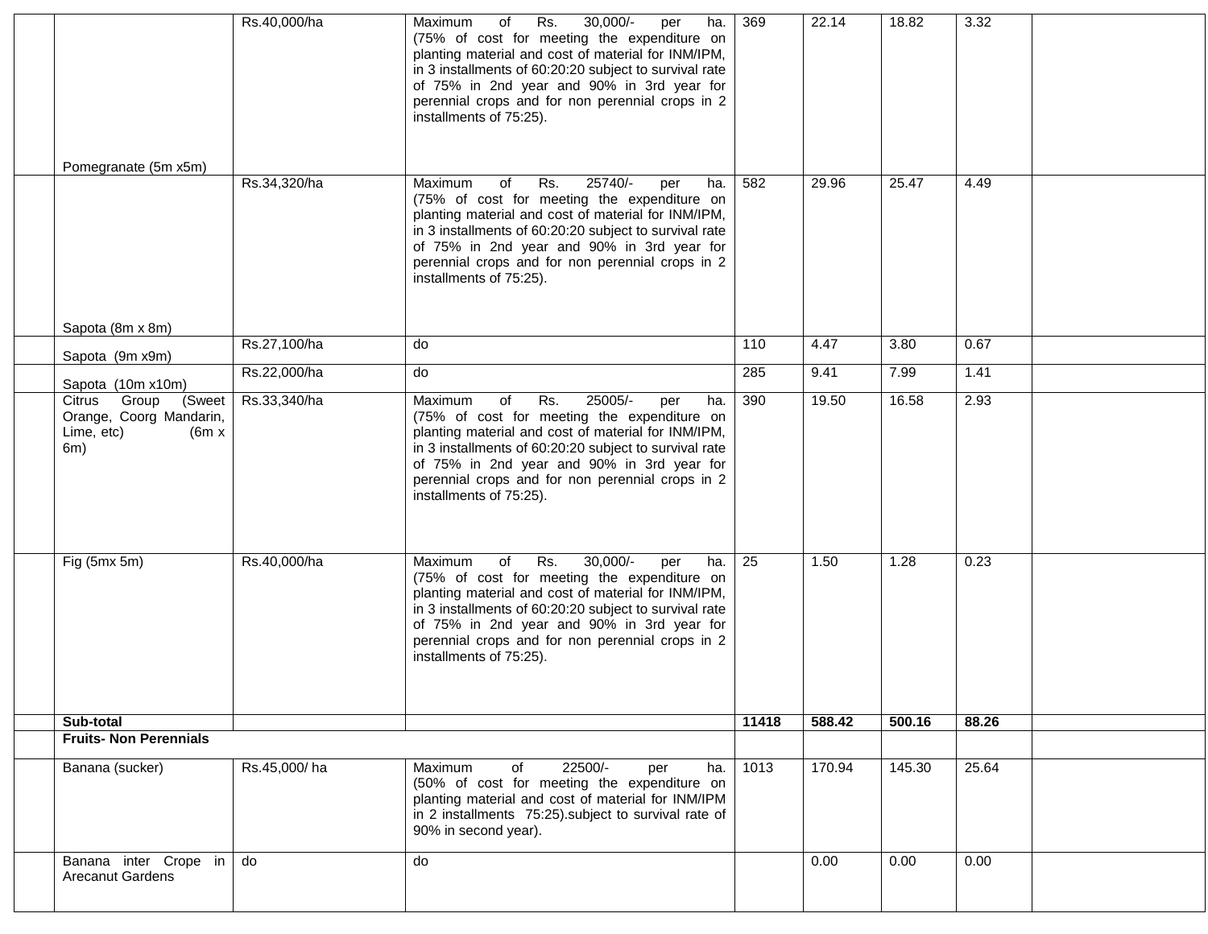| | | | | | | | | |
|---|---|---|---|---|---|---|---|---|
| | Pomegranate (5m x5m) | Rs.40,000/ha | Maximum of Rs. 30,000/- per ha. (75% of cost for meeting the expenditure on planting material and cost of material for INM/IPM, in 3 installments of 60:20:20 subject to survival rate of 75% in 2nd year and 90% in 3rd year for perennial crops and for non perennial crops in 2 installments of 75:25). | 369 | 22.14 | 18.82 | 3.32 | |
| | Sapota (8m x 8m) | Rs.34,320/ha | Maximum of Rs. 25740/- per ha. (75% of cost for meeting the expenditure on planting material and cost of material for INM/IPM, in 3 installments of 60:20:20 subject to survival rate of 75% in 2nd year and 90% in 3rd year for perennial crops and for non perennial crops in 2 installments of 75:25). | 582 | 29.96 | 25.47 | 4.49 | |
| | Sapota (9m x9m) | Rs.27,100/ha | do | 110 | 4.47 | 3.80 | 0.67 | |
| | Sapota (10m x10m) | Rs.22,000/ha | do | 285 | 9.41 | 7.99 | 1.41 | |
| | Citrus Group (Sweet Orange, Coorg Mandarin, Lime, etc) (6m x 6m) | Rs.33,340/ha | Maximum of Rs. 25005/- per ha. (75% of cost for meeting the expenditure on planting material and cost of material for INM/IPM, in 3 installments of 60:20:20 subject to survival rate of 75% in 2nd year and 90% in 3rd year for perennial crops and for non perennial crops in 2 installments of 75:25). | 390 | 19.50 | 16.58 | 2.93 | |
| | Fig (5mx 5m) | Rs.40,000/ha | Maximum of Rs. 30,000/- per ha. (75% of cost for meeting the expenditure on planting material and cost of material for INM/IPM, in 3 installments of 60:20:20 subject to survival rate of 75% in 2nd year and 90% in 3rd year for perennial crops and for non perennial crops in 2 installments of 75:25). | 25 | 1.50 | 1.28 | 0.23 | |
| | **Sub-total** | | | **11418** | **588.42** | **500.16** | **88.26** | |
| | **Fruits- Non Perennials** | | | | | | | |
| | Banana (sucker) | Rs.45,000/ ha | Maximum of 22500/- per ha. (50% of cost for meeting the expenditure on planting material and cost of material for INM/IPM in 2 installments 75:25).subject to survival rate of 90% in second year). | 1013 | 170.94 | 145.30 | 25.64 | |
| | Banana inter Crope in Arecanut Gardens | do | do | | 0.00 | 0.00 | 0.00 | |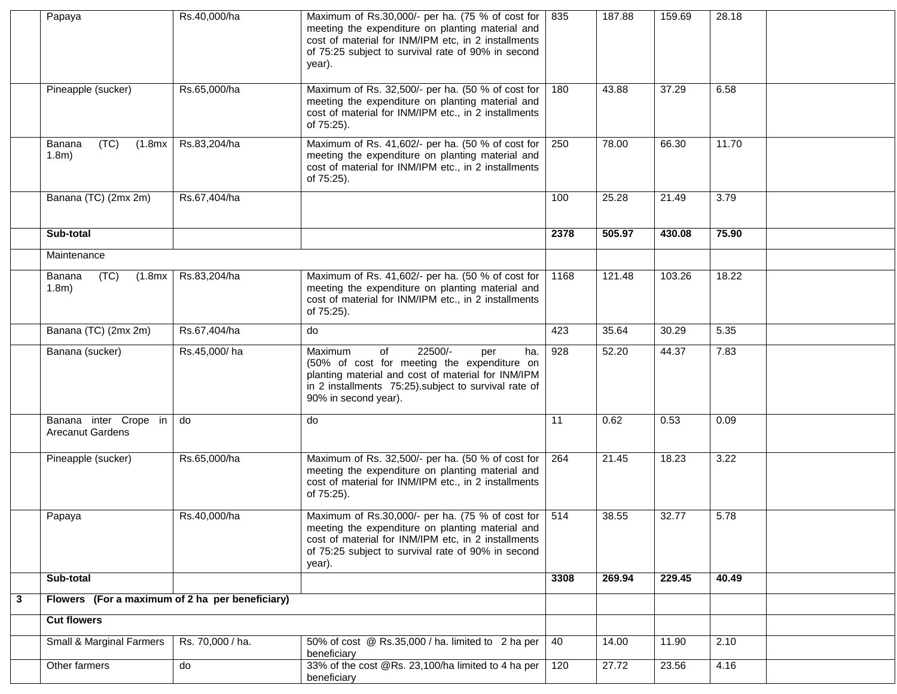| | | | | | | | | |
|---|---|---|---|---|---|---|---|---|
| | Papaya | Rs.40,000/ha | Maximum of Rs.30,000/- per ha. (75 % of cost for meeting the expenditure on planting material and cost of material for INM/IPM etc, in 2 installments of 75:25 subject to survival rate of 90% in second year). | 835 | 187.88 | 159.69 | 28.18 | |
| | Pineapple (sucker) | Rs.65,000/ha | Maximum of Rs. 32,500/- per ha. (50 % of cost for meeting the expenditure on planting material and cost of material for INM/IPM etc., in 2 installments of 75:25). | 180 | 43.88 | 37.29 | 6.58 | |
| | Banana (TC) (1.8mx 1.8m) | Rs.83,204/ha | Maximum of Rs. 41,602/- per ha. (50 % of cost for meeting the expenditure on planting material and cost of material for INM/IPM etc., in 2 installments of 75:25). | 250 | 78.00 | 66.30 | 11.70 | |
| | Banana (TC) (2mx 2m) | Rs.67,404/ha | | 100 | 25.28 | 21.49 | 3.79 | |
| | **Sub-total** | | | **2378** | **505.97** | **430.08** | **75.90** | |
| | Maintenance | | | | | | | |
| | Banana (TC) (1.8mx 1.8m) | Rs.83,204/ha | Maximum of Rs. 41,602/- per ha. (50 % of cost for meeting the expenditure on planting material and cost of material for INM/IPM etc., in 2 installments of 75:25). | 1168 | 121.48 | 103.26 | 18.22 | |
| | Banana (TC) (2mx 2m) | Rs.67,404/ha | do | 423 | 35.64 | 30.29 | 5.35 | |
| | Banana (sucker) | Rs.45,000/ ha | Maximum of 22500/- per ha. (50% of cost for meeting the expenditure on planting material and cost of material for INM/IPM in 2 installments 75:25).subject to survival rate of 90% in second year). | 928 | 52.20 | 44.37 | 7.83 | |
| | Banana inter Crope in Arecanut Gardens | do | do | 11 | 0.62 | 0.53 | 0.09 | |
| | Pineapple (sucker) | Rs.65,000/ha | Maximum of Rs. 32,500/- per ha. (50 % of cost for meeting the expenditure on planting material and cost of material for INM/IPM etc., in 2 installments of 75:25). | 264 | 21.45 | 18.23 | 3.22 | |
| | Papaya | Rs.40,000/ha | Maximum of Rs.30,000/- per ha. (75 % of cost for meeting the expenditure on planting material and cost of material for INM/IPM etc, in 2 installments of 75:25 subject to survival rate of 90% in second year). | 514 | 38.55 | 32.77 | 5.78 | |
| | **Sub-total** | | | **3308** | **269.94** | **229.45** | **40.49** | |
| **3** | **Flowers (For a maximum of 2 ha per beneficiary)** | | | | | | | |
| | **Cut flowers** | | | | | | | |
| | Small & Marginal Farmers | Rs. 70,000 / ha. | 50% of cost @ Rs.35,000 / ha. limited to 2 ha per beneficiary | 40 | 14.00 | 11.90 | 2.10 | |
| | Other farmers | do | 33% of the cost @Rs. 23,100/ha limited to 4 ha per beneficiary | 120 | 27.72 | 23.56 | 4.16 | |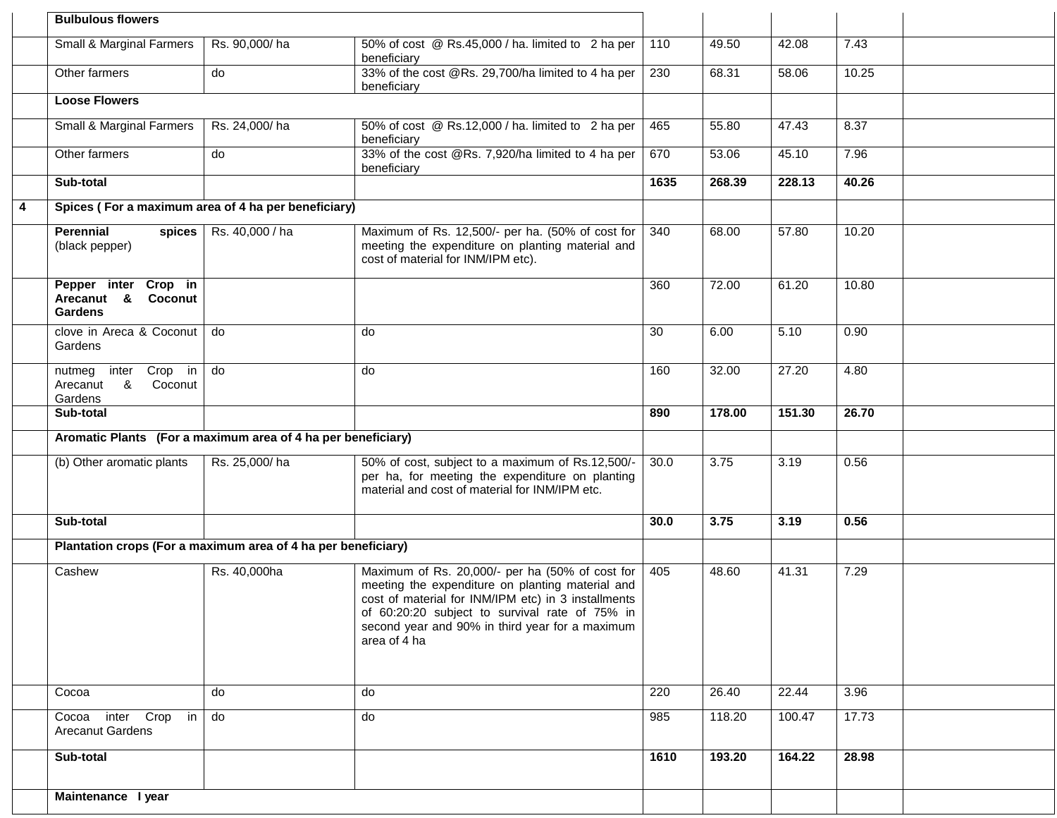| | | | | | | | | |
|---|---|---|---|---|---|---|---|---|
| | **Bulbulous flowers** | | | | | | | |
| | Small & Marginal Farmers | Rs. 90,000/ ha | 50% of cost @ Rs.45,000 / ha. limited to 2 ha per beneficiary | 110 | 49.50 | 42.08 | 7.43 | |
| | Other farmers | do | 33% of the cost @Rs. 29,700/ha limited to 4 ha per beneficiary | 230 | 68.31 | 58.06 | 10.25 | |
| | **Loose Flowers** | | | | | | | |
| | Small & Marginal Farmers | Rs. 24,000/ ha | 50% of cost @ Rs.12,000 / ha. limited to 2 ha per beneficiary | 465 | 55.80 | 47.43 | 8.37 | |
| | Other farmers | do | 33% of the cost @Rs. 7,920/ha limited to 4 ha per beneficiary | 670 | 53.06 | 45.10 | 7.96 | |
| | **Sub-total** | | | **1635** | **268.39** | **228.13** | **40.26** | |
| **4** | **Spices ( For a maximum area of 4 ha per beneficiary)** | | | | | | | |
| | **Perennial spices** (black pepper) | Rs. 40,000 / ha | Maximum of Rs. 12,500/- per ha. (50% of cost for meeting the expenditure on planting material and cost of material for INM/IPM etc). | 340 | 68.00 | 57.80 | 10.20 | |
| | **Pepper inter Crop in Arecanut & Coconut Gardens** | | | 360 | 72.00 | 61.20 | 10.80 | |
| | clove in Areca & Coconut Gardens | do | do | 30 | 6.00 | 5.10 | 0.90 | |
| | nutmeg inter Crop in Arecanut & Coconut Gardens | do | do | 160 | 32.00 | 27.20 | 4.80 | |
| | **Sub-total** | | | **890** | **178.00** | **151.30** | **26.70** | |
| | **Aromatic Plants (For a maximum area of 4 ha per beneficiary)** | | | | | | | |
| | (b) Other aromatic plants | Rs. 25,000/ ha | 50% of cost, subject to a maximum of Rs.12,500/- per ha, for meeting the expenditure on planting material and cost of material for INM/IPM etc. | 30.0 | 3.75 | 3.19 | 0.56 | |
| | **Sub-total** | | | **30.0** | **3.75** | **3.19** | **0.56** | |
| | **Plantation crops (For a maximum area of 4 ha per beneficiary)** | | | | | | | |
| | Cashew | Rs. 40,000ha | Maximum of Rs. 20,000/- per ha (50% of cost for meeting the expenditure on planting material and cost of material for INM/IPM etc) in 3 installments of 60:20:20 subject to survival rate of 75% in second year and 90% in third year for a maximum area of 4 ha | 405 | 48.60 | 41.31 | 7.29 | |
| | Cocoa | do | do | 220 | 26.40 | 22.44 | 3.96 | |
| | Cocoa inter Crop in Arecanut Gardens | do | do | 985 | 118.20 | 100.47 | 17.73 | |
| | **Sub-total** | | | **1610** | **193.20** | **164.22** | **28.98** | |
| | **Maintenance I year** | | | | | | | |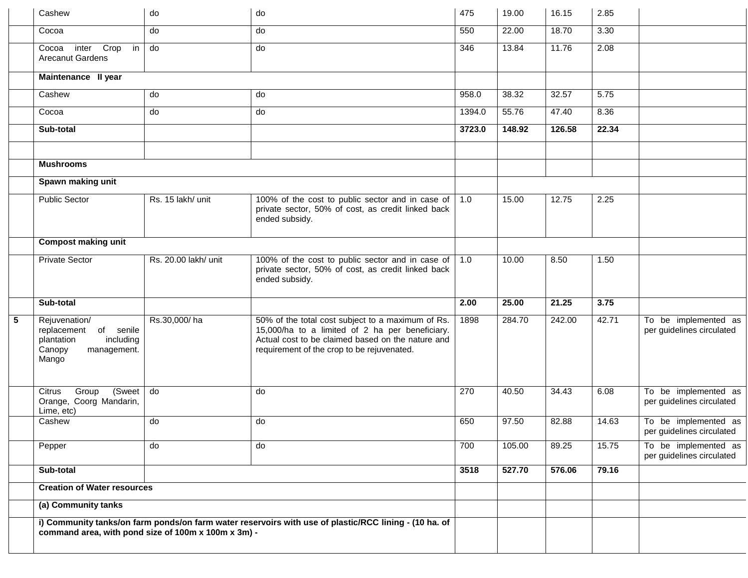|  |  |  |  |  |  |  |  |  |
|---|---|---|---|---|---|---|---|---|
|  | Cashew | do | do | 475 | 19.00 | 16.15 | 2.85 |  |
|  | Cocoa | do | do | 550 | 22.00 | 18.70 | 3.30 |  |
|  | Cocoa inter Crop in Arecanut Gardens | do | do | 346 | 13.84 | 11.76 | 2.08 |  |
|  | **Maintenance II year** |  |  |  |  |  |  |  |
|  | Cashew | do | do | 958.0 | 38.32 | 32.57 | 5.75 |  |
|  | Cocoa | do | do | 1394.0 | 55.76 | 47.40 | 8.36 |  |
|  | **Sub-total** |  |  | **3723.0** | **148.92** | **126.58** | **22.34** |  |
|  |  |  |  |  |  |  |  |  |
|  | **Mushrooms** |  |  |  |  |  |  |  |
|  | **Spawn making unit** |  |  |  |  |  |  |  |
|  | Public Sector | Rs. 15 lakh/ unit | 100% of the cost to public sector and in case of private sector, 50% of cost, as credit linked back ended subsidy. | 1.0 | 15.00 | 12.75 | 2.25 |  |
|  | **Compost making unit** |  |  |  |  |  |  |  |
|  | Private Sector | Rs. 20.00 lakh/ unit | 100% of the cost to public sector and in case of private sector, 50% of cost, as credit linked back ended subsidy. | 1.0 | 10.00 | 8.50 | 1.50 |  |
|  | **Sub-total** |  |  | **2.00** | **25.00** | **21.25** | **3.75** |  |
| **5** | Rejuvenation/ replacement of senile plantation including Canopy management. Mango | Rs.30,000/ ha | 50% of the total cost subject to a maximum of Rs. 15,000/ha to a limited of 2 ha per beneficiary. Actual cost to be claimed based on the nature and requirement of the crop to be rejuvenated. | 1898 | 284.70 | 242.00 | 42.71 | To be implemented as per guidelines circulated |
|  | Citrus Group (Sweet Orange, Coorg Mandarin, Lime, etc) | do | do | 270 | 40.50 | 34.43 | 6.08 | To be implemented as per guidelines circulated |
|  | Cashew | do | do | 650 | 97.50 | 82.88 | 14.63 | To be implemented as per guidelines circulated |
|  | Pepper | do | do | 700 | 105.00 | 89.25 | 15.75 | To be implemented as per guidelines circulated |
|  | **Sub-total** |  |  | **3518** | **527.70** | **576.06** | **79.16** |  |
|  | **Creation of Water resources** |  |  |  |  |  |  |  |
|  | **(a) Community tanks** |  |  |  |  |  |  |  |
|  | **i) Community tanks/on farm ponds/on farm water reservoirs with use of plastic/RCC lining - (10 ha. of command area, with pond size of 100m x 100m x 3m) -** |  |  |  |  |  |  |  |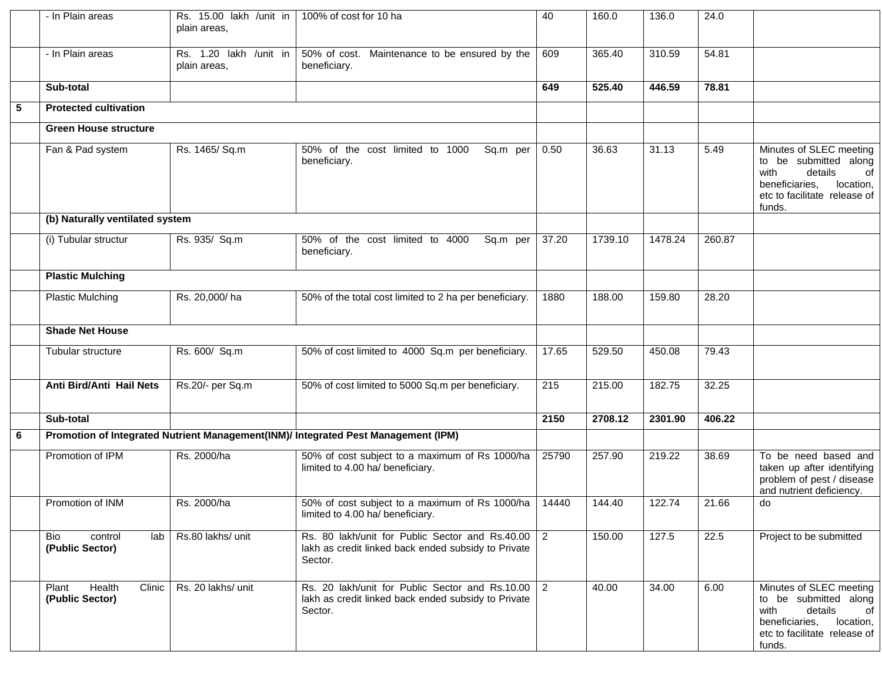|  |  |  |  |  |  |  |  |  |
|---|---|---|---|---|---|---|---|---|
|  | - In Plain areas | Rs. 15.00 lakh /unit in plain areas, | 100% of cost for 10 ha | 40 | 160.0 | 136.0 | 24.0 |  |
|  | - In Plain areas | Rs. 1.20 lakh /unit in plain areas, | 50% of cost. Maintenance to be ensured by the beneficiary. | 609 | 365.40 | 310.59 | 54.81 |  |
|  | **Sub-total** |  |  | **649** | **525.40** | **446.59** | **78.81** |  |
| **5** | **Protected cultivation** |  |  |  |  |  |  |  |
|  | **Green House structure** |  |  |  |  |  |  |  |
|  | Fan & Pad system | Rs. 1465/ Sq.m | 50% of the cost limited to 1000 Sq.m per beneficiary. | 0.50 | 36.63 | 31.13 | 5.49 | Minutes of SLEC meeting to be submitted along with details of beneficiaries, location, etc to facilitate release of funds. |
|  | **(b) Naturally ventilated system** |  |  |  |  |  |  |  |
|  | (i) Tubular structur | Rs. 935/ Sq.m | 50% of the cost limited to 4000 Sq.m per beneficiary. | 37.20 | 1739.10 | 1478.24 | 260.87 |  |
|  | **Plastic Mulching** |  |  |  |  |  |  |  |
|  | Plastic Mulching | Rs. 20,000/ ha | 50% of the total cost limited to 2 ha per beneficiary. | 1880 | 188.00 | 159.80 | 28.20 |  |
|  | **Shade Net House** |  |  |  |  |  |  |  |
|  | Tubular structure | Rs. 600/ Sq.m | 50% of cost limited to 4000 Sq.m per beneficiary. | 17.65 | 529.50 | 450.08 | 79.43 |  |
|  | **Anti Bird/Anti Hail Nets** | Rs.20/- per Sq.m | 50% of cost limited to 5000 Sq.m per beneficiary. | 215 | 215.00 | 182.75 | 32.25 |  |
|  | **Sub-total** |  |  | **2150** | **2708.12** | **2301.90** | **406.22** |  |
| **6** | **Promotion of Integrated Nutrient Management(INM)/ Integrated Pest Management (IPM)** |  |  |  |  |  |  |  |
|  | Promotion of IPM | Rs. 2000/ha | 50% of cost subject to a maximum of Rs 1000/ha limited to 4.00 ha/ beneficiary. | 25790 | 257.90 | 219.22 | 38.69 | To be need based and taken up after identifying problem of pest / disease and nutrient deficiency. |
|  | Promotion of INM | Rs. 2000/ha | 50% of cost subject to a maximum of Rs 1000/ha limited to 4.00 ha/ beneficiary. | 14440 | 144.40 | 122.74 | 21.66 | do |
|  | Bio control lab **(Public Sector)** | Rs.80 lakhs/ unit | Rs. 80 lakh/unit for Public Sector and Rs.40.00 lakh as credit linked back ended subsidy to Private Sector. | 2 | 150.00 | 127.5 | 22.5 | Project to be submitted |
|  | Plant Health Clinic **(Public Sector)** | Rs. 20 lakhs/ unit | Rs. 20 lakh/unit for Public Sector and Rs.10.00 lakh as credit linked back ended subsidy to Private Sector. | 2 | 40.00 | 34.00 | 6.00 | Minutes of SLEC meeting to be submitted along with details of beneficiaries, location, etc to facilitate release of funds. |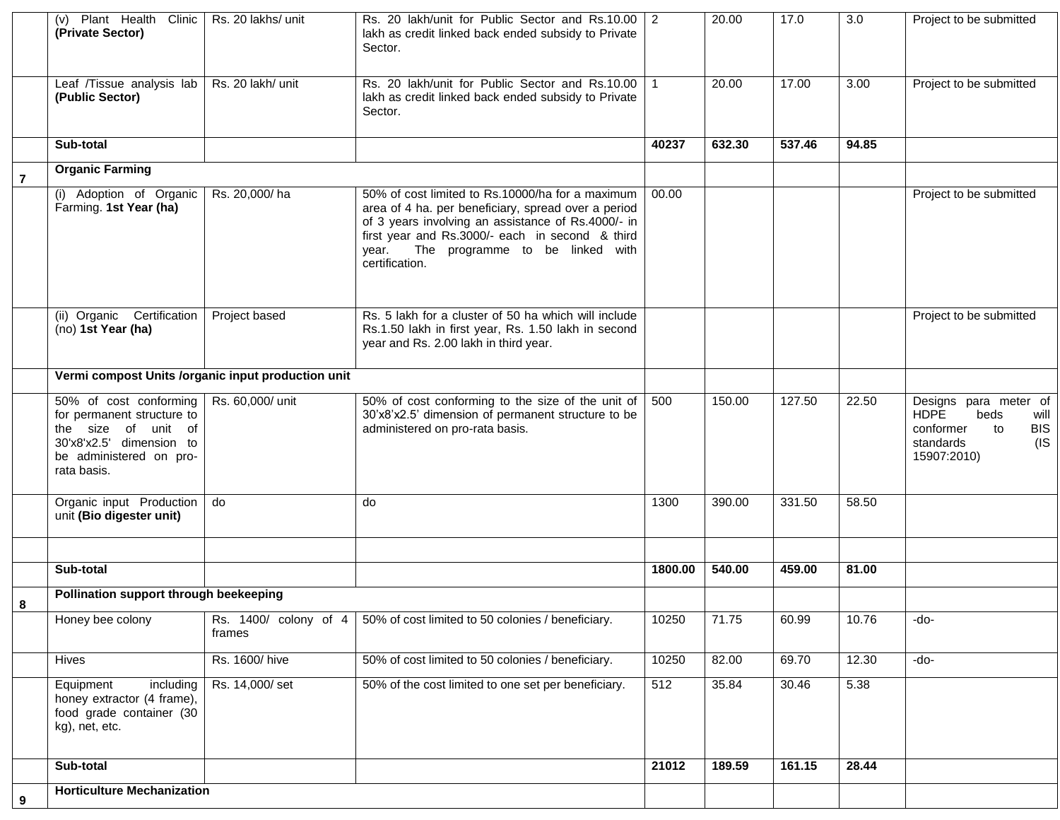| | | | | | | | | |
|---|---|---|---|---|---|---|---|---|
| | (v) Plant Health Clinic **(Private Sector)** | Rs. 20 lakhs/ unit | Rs. 20 lakh/unit for Public Sector and Rs.10.00 lakh as credit linked back ended subsidy to Private Sector. | 2 | 20.00 | 17.0 | 3.0 | Project to be submitted |
| | Leaf /Tissue analysis lab **(Public Sector)** | Rs. 20 lakh/ unit | Rs. 20 lakh/unit for Public Sector and Rs.10.00 lakh as credit linked back ended subsidy to Private Sector. | 1 | 20.00 | 17.00 | 3.00 | Project to be submitted |
| | **Sub-total** | | | **40237** | **632.30** | **537.46** | **94.85** | |
| **7** | **Organic Farming** | | | | | | | |
| | (i) Adoption of Organic Farming. **1st Year (ha)** | Rs. 20,000/ ha | 50% of cost limited to Rs.10000/ha for a maximum area of 4 ha. per beneficiary, spread over a period of 3 years involving an assistance of Rs.4000/- in first year and Rs.3000/- each in second & third year. The programme to be linked with certification. | 00.00 | | | | Project to be submitted |
| | (ii) Organic Certification (no) **1st Year (ha)** | Project based | Rs. 5 lakh for a cluster of 50 ha which will include Rs.1.50 lakh in first year, Rs. 1.50 lakh in second year and Rs. 2.00 lakh in third year. | | | | | Project to be submitted |
| | **Vermi compost Units /organic input production unit** | | | | | | | |
| | 50% of cost conforming for permanent structure to the size of unit of 30'x8'x2.5' dimension to be administered on pro-rata basis. | Rs. 60,000/ unit | 50% of cost conforming to the size of the unit of 30'x8'x2.5' dimension of permanent structure to be administered on pro-rata basis. | 500 | 150.00 | 127.50 | 22.50 | Designs para meter of HDPE beds will conformer to BIS standards (IS 15907:2010) |
| | Organic input Production unit **(Bio digester unit)** | do | do | 1300 | 390.00 | 331.50 | 58.50 | |
| | | | | | | | | |
| | **Sub-total** | | | **1800.00** | **540.00** | **459.00** | **81.00** | |
| **8** | **Pollination support through beekeeping** | | | | | | | |
| | Honey bee colony | Rs. 1400/ colony of 4 frames | 50% of cost limited to 50 colonies / beneficiary. | 10250 | 71.75 | 60.99 | 10.76 | -do- |
| | Hives | Rs. 1600/ hive | 50% of cost limited to 50 colonies / beneficiary. | 10250 | 82.00 | 69.70 | 12.30 | -do- |
| | Equipment including honey extractor (4 frame), food grade container (30 kg), net, etc. | Rs. 14,000/ set | 50% of the cost limited to one set per beneficiary. | 512 | 35.84 | 30.46 | 5.38 | |
| | **Sub-total** | | | **21012** | **189.59** | **161.15** | **28.44** | |
| **9** | **Horticulture Mechanization** | | | | | | | |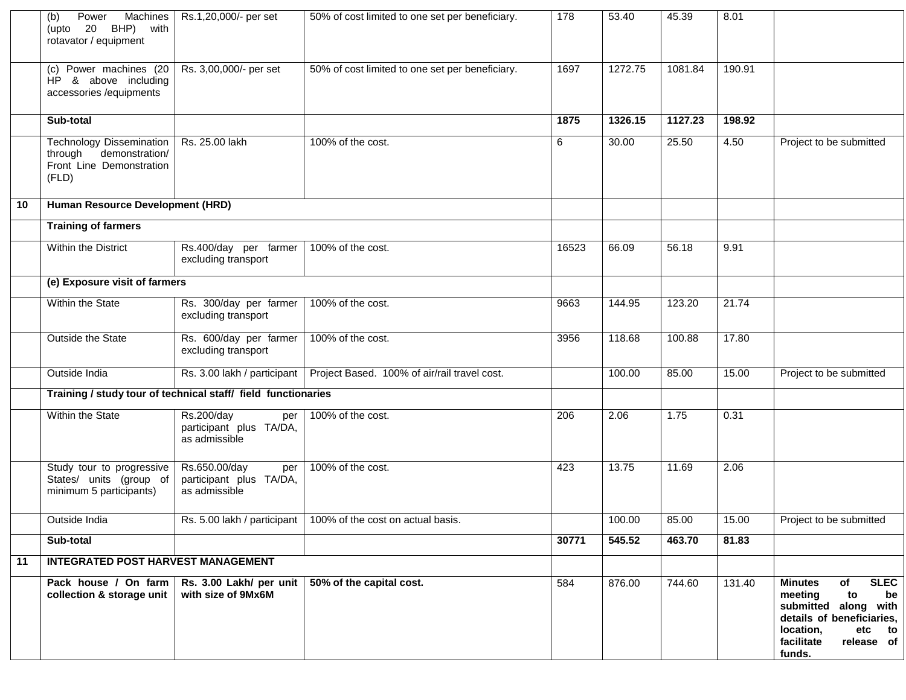| | | | | | | | | |
|---|---|---|---|---|---|---|---|---|
| | (b) Power Machines (upto 20 BHP) with rotavator / equipment | Rs.1,20,000/- per set | 50% of cost limited to one set per beneficiary. | 178 | 53.40 | 45.39 | 8.01 | |
| | (c) Power machines (20 HP & above including accessories /equipments | Rs. 3,00,000/- per set | 50% of cost limited to one set per beneficiary. | 1697 | 1272.75 | 1081.84 | 190.91 | |
| | **Sub-total** | | | **1875** | **1326.15** | **1127.23** | **198.92** | |
| | Technology Dissemination through demonstration/ Front Line Demonstration (FLD) | Rs. 25.00 lakh | 100% of the cost. | 6 | 30.00 | 25.50 | 4.50 | Project to be submitted |
| **10** | **Human Resource Development (HRD)** | | | | | | | |
| | **Training of farmers** | | | | | | | |
| | Within the District | Rs.400/day per farmer excluding transport | 100% of the cost. | 16523 | 66.09 | 56.18 | 9.91 | |
| | **(e) Exposure visit of farmers** | | | | | | | |
| | Within the State | Rs. 300/day per farmer excluding transport | 100% of the cost. | 9663 | 144.95 | 123.20 | 21.74 | |
| | Outside the State | Rs. 600/day per farmer excluding transport | 100% of the cost. | 3956 | 118.68 | 100.88 | 17.80 | |
| | Outside India | Rs. 3.00 lakh / participant | Project Based. 100% of air/rail travel cost. | | 100.00 | 85.00 | 15.00 | Project to be submitted |
| | **Training / study tour of technical staff/ field functionaries** | | | | | | | |
| | Within the State | Rs.200/day per participant plus TA/DA, as admissible | 100% of the cost. | 206 | 2.06 | 1.75 | 0.31 | |
| | Study tour to progressive States/ units (group of minimum 5 participants) | Rs.650.00/day per participant plus TA/DA, as admissible | 100% of the cost. | 423 | 13.75 | 11.69 | 2.06 | |
| | Outside India | Rs. 5.00 lakh / participant | 100% of the cost on actual basis. | | 100.00 | 85.00 | 15.00 | Project to be submitted |
| | **Sub-total** | | | **30771** | **545.52** | **463.70** | **81.83** | |
| **11** | **INTEGRATED POST HARVEST MANAGEMENT** | | | | | | | |
| | **Pack house / On farm collection & storage unit** | **Rs. 3.00 Lakh/ per unit with size of 9Mx6M** | **50% of the capital cost.** | 584 | 876.00 | 744.60 | 131.40 | **Minutes of SLEC meeting to be submitted along with details of beneficiaries, location, etc to facilitate release of funds.** |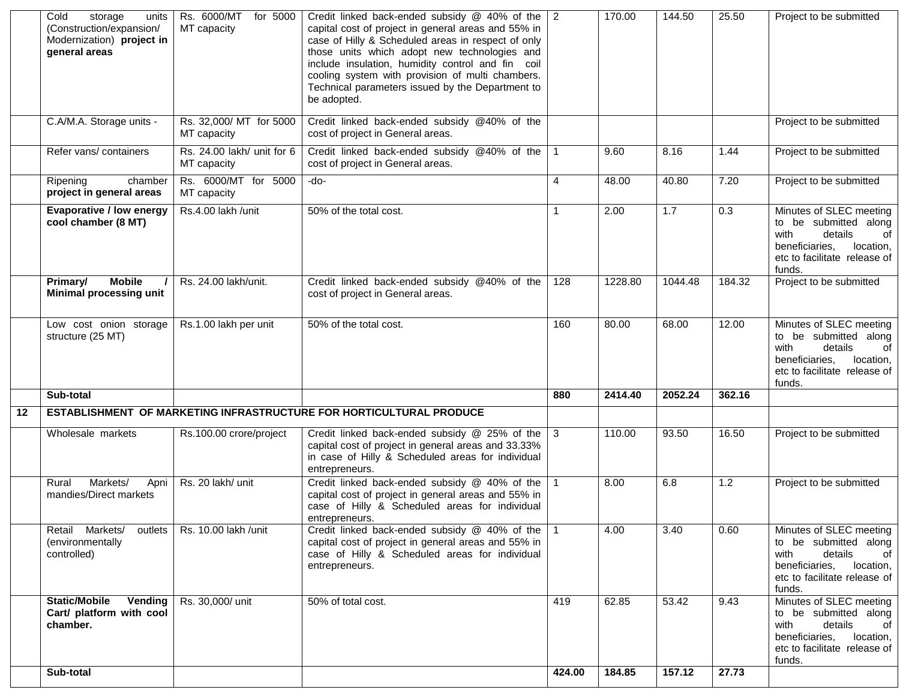| | | | | | | | | |
|---|---|---|---|---|---|---|---|---|
| | Cold storage units (Construction/expansion/ Modernization) **project in general areas** | Rs. 6000/MT for 5000 MT capacity | Credit linked back-ended subsidy @ 40% of the capital cost of project in general areas and 55% in case of Hilly & Scheduled areas in respect of only those units which adopt new technologies and include insulation, humidity control and fin coil cooling system with provision of multi chambers. Technical parameters issued by the Department to be adopted. | 2 | 170.00 | 144.50 | 25.50 | Project to be submitted |
| | C.A/M.A. Storage units - | Rs. 32,000/ MT for 5000 MT capacity | Credit linked back-ended subsidy @40% of the cost of project in General areas. | | | | | Project to be submitted |
| | Refer vans/ containers | Rs. 24.00 lakh/ unit for 6 MT capacity | Credit linked back-ended subsidy @40% of the cost of project in General areas. | 1 | 9.60 | 8.16 | 1.44 | Project to be submitted |
| | Ripening chamber **project in general areas** | Rs. 6000/MT for 5000 MT capacity | -do- | 4 | 48.00 | 40.80 | 7.20 | Project to be submitted |
| | **Evaporative / low energy cool chamber (8 MT)** | Rs.4.00 lakh /unit | 50% of the total cost. | 1 | 2.00 | 1.7 | 0.3 | Minutes of SLEC meeting to be submitted along with details of beneficiaries, location, etc to facilitate release of funds. |
| | **Primary/ Mobile / Minimal processing unit** | Rs. 24.00 lakh/unit. | Credit linked back-ended subsidy @40% of the cost of project in General areas. | 128 | 1228.80 | 1044.48 | 184.32 | Project to be submitted |
| | Low cost onion storage structure (25 MT) | Rs.1.00 lakh per unit | 50% of the total cost. | 160 | 80.00 | 68.00 | 12.00 | Minutes of SLEC meeting to be submitted along with details of beneficiaries, location, etc to facilitate release of funds. |
| | **Sub-total** | | | **880** | **2414.40** | **2052.24** | **362.16** | |
| **12** | **ESTABLISHMENT OF MARKETING INFRASTRUCTURE FOR HORTICULTURAL PRODUCE** | | | | | | | |
| | Wholesale markets | Rs.100.00 crore/project | Credit linked back-ended subsidy @ 25% of the capital cost of project in general areas and 33.33% in case of Hilly & Scheduled areas for individual entrepreneurs. | 3 | 110.00 | 93.50 | 16.50 | Project to be submitted |
| | Rural Markets/ Apni mandies/Direct markets | Rs. 20 lakh/ unit | Credit linked back-ended subsidy @ 40% of the capital cost of project in general areas and 55% in case of Hilly & Scheduled areas for individual entrepreneurs. | 1 | 8.00 | 6.8 | 1.2 | Project to be submitted |
| | Retail Markets/ outlets (environmentally controlled) | Rs. 10.00 lakh /unit | Credit linked back-ended subsidy @ 40% of the capital cost of project in general areas and 55% in case of Hilly & Scheduled areas for individual entrepreneurs. | 1 | 4.00 | 3.40 | 0.60 | Minutes of SLEC meeting to be submitted along with details of beneficiaries, location, etc to facilitate release of funds. |
| | **Static/Mobile Vending Cart/ platform with cool chamber.** | Rs. 30,000/ unit | 50% of total cost. | 419 | 62.85 | 53.42 | 9.43 | Minutes of SLEC meeting to be submitted along with details of beneficiaries, location, etc to facilitate release of funds. |
| | **Sub-total** | | | **424.00** | **184.85** | **157.12** | **27.73** | |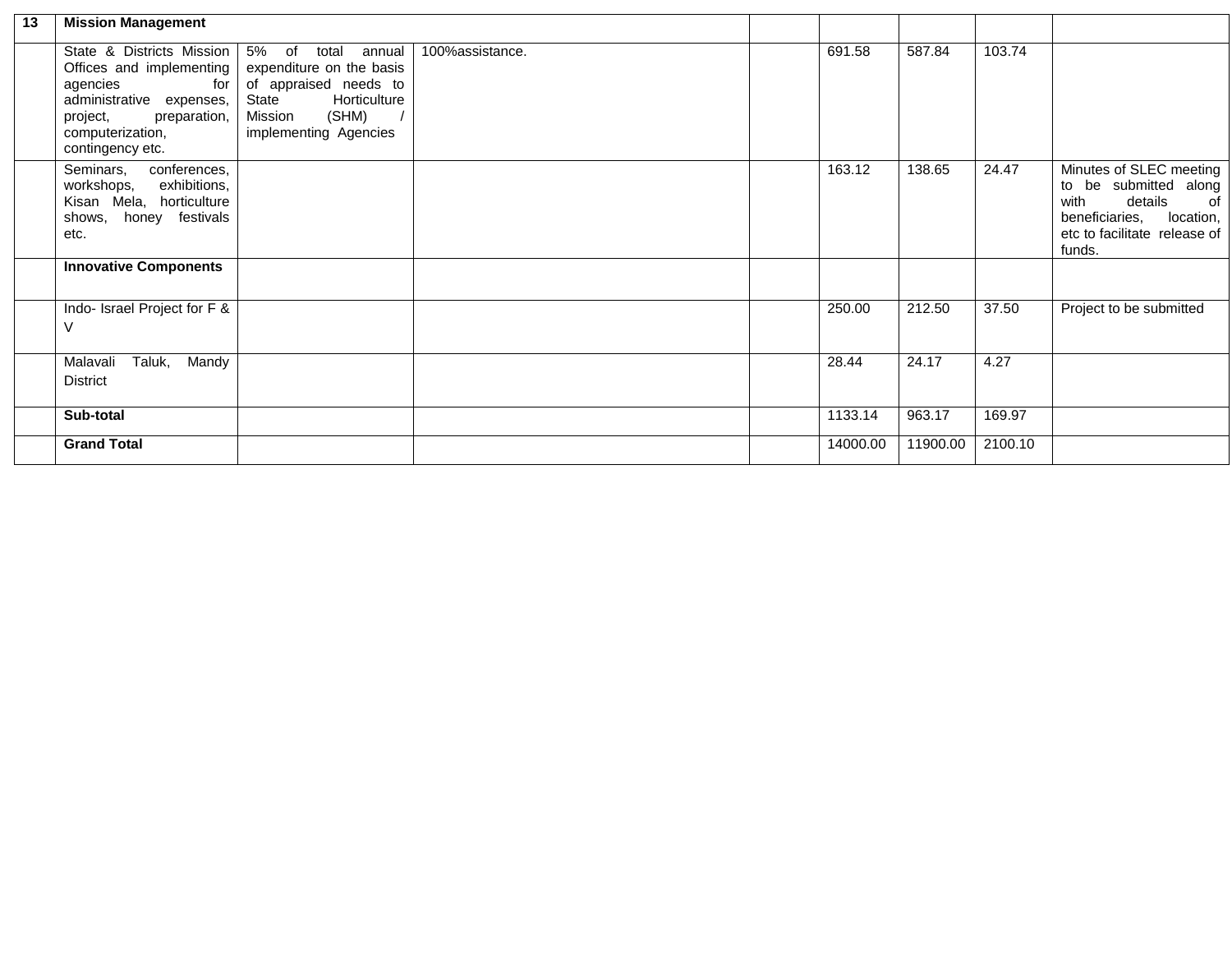| | | | | | | | | |
|---|---|---|---|---|---|---|---|---|
| **13** | **Mission Management** | | | | | | | |
| | State & Districts Mission Offices and implementing agencies for administrative expenses, project, preparation, computerization, contingency etc. | 5% of total annual expenditure on the basis of appraised needs to State Horticulture Mission (SHM) / implementing Agencies | 100%assistance. | | 691.58 | 587.84 | 103.74 | |
| | Seminars, conferences, workshops, exhibitions, Kisan Mela, horticulture shows, honey festivals etc. | | | | 163.12 | 138.65 | 24.47 | Minutes of SLEC meeting to be submitted along with details of beneficiaries, location, etc to facilitate release of funds. |
| | **Innovative Components** | | | | | | | |
| | Indo- Israel Project for F & V | | | | 250.00 | 212.50 | 37.50 | Project to be submitted |
| | Malavali Taluk, Mandy District | | | | 28.44 | 24.17 | 4.27 | |
| | **Sub-total** | | | | 1133.14 | 963.17 | 169.97 | |
| | **Grand Total** | | | | 14000.00 | 11900.00 | 2100.10 | |